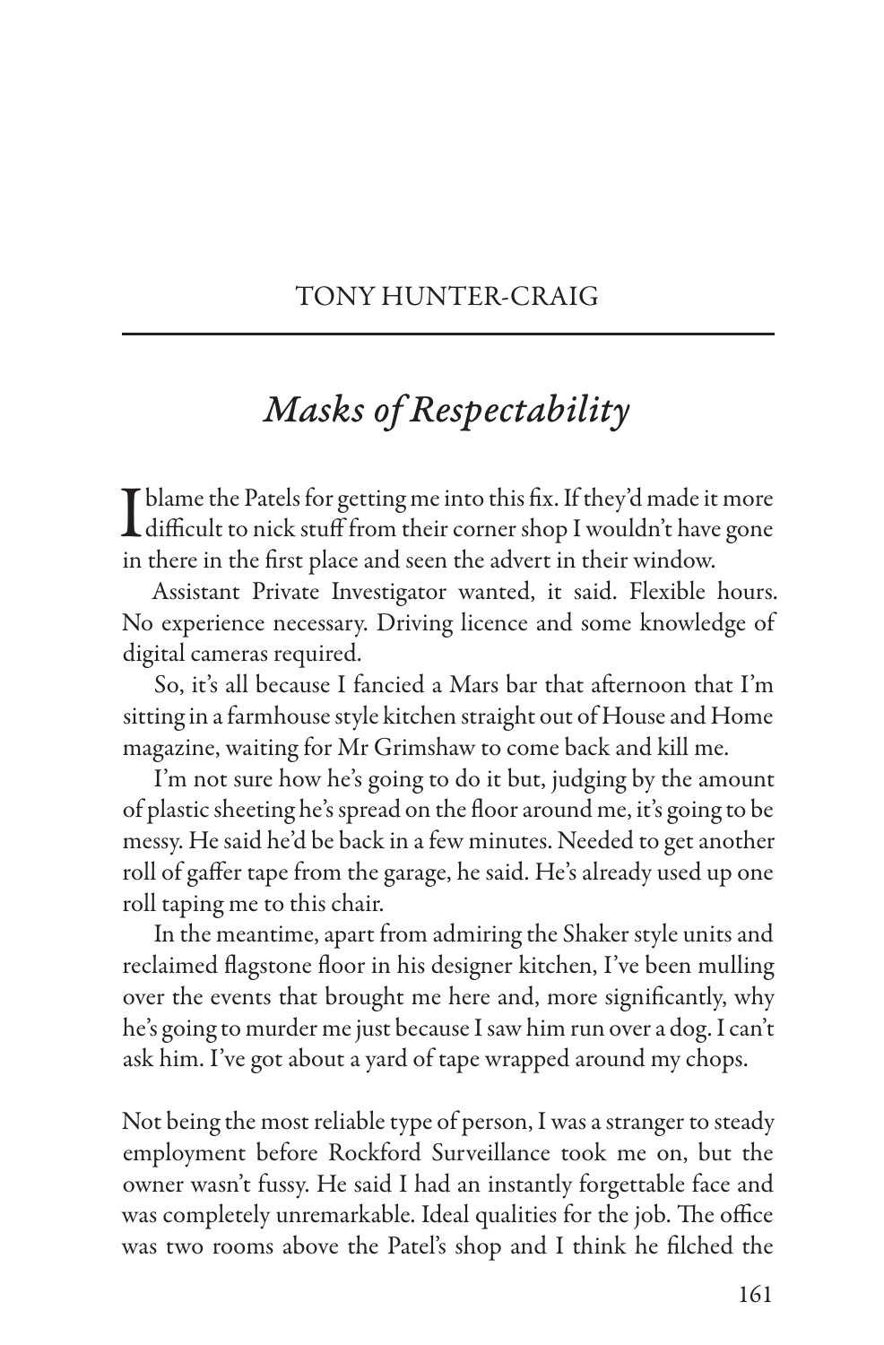TONY HUNTER-CRAIG

# *Masks of Respectability*

I blame the Patels for getting me into this fix. If they'd made it more difficult to nick stuff from their corner shop I wouldn't have gone in there in the first place and seen the advert in their window.

Assistant Private Investigator wanted, it said. Flexible hours. No experience necessary. Driving licence and some knowledge of digital cameras required.

So, it's all because I fancied a Mars bar that afternoon that I'm sitting in a farmhouse style kitchen straight out of House and Home magazine, waiting for Mr Grimshaw to come back and kill me.

I'm not sure how he's going to do it but, judging by the amount of plastic sheeting he's spread on the floor around me, it's going to be messy. He said he'd be back in a few minutes. Needed to get another roll of gaffer tape from the garage, he said. He's already used up one roll taping me to this chair.

In the meantime, apart from admiring the Shaker style units and reclaimed flagstone floor in his designer kitchen, I've been mulling over the events that brought me here and, more significantly, why he's going to murder me just because I saw him run over a dog. I can't ask him. I've got about a yard of tape wrapped around my chops.

Not being the most reliable type of person, I was a stranger to steady employment before Rockford Surveillance took me on, but the owner wasn't fussy. He said I had an instantly forgettable face and was completely unremarkable. Ideal qualities for the job. The office was two rooms above the Patel's shop and I think he filched the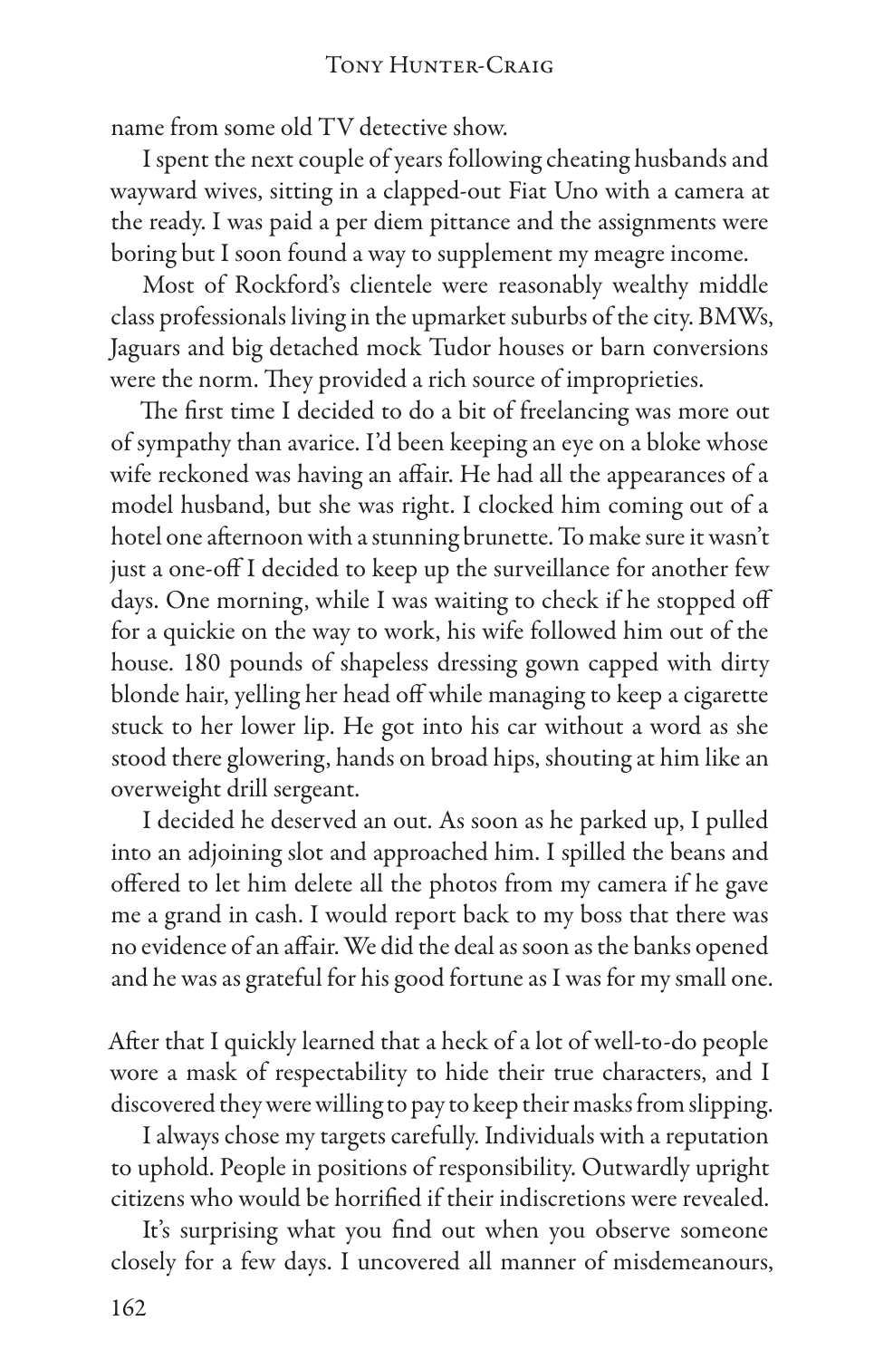name from some old TV detective show.

I spent the next couple of years following cheating husbands and wayward wives, sitting in a clapped-out Fiat Uno with a camera at the ready. I was paid a per diem pittance and the assignments were boring but I soon found a way to supplement my meagre income.

Most of Rockford's clientele were reasonably wealthy middle class professionals living in the upmarket suburbs of the city. BMWs, Jaguars and big detached mock Tudor houses or barn conversions were the norm. They provided a rich source of improprieties.

The first time I decided to do a bit of freelancing was more out of sympathy than avarice. I'd been keeping an eye on a bloke whose wife reckoned was having an affair. He had all the appearances of a model husband, but she was right. I clocked him coming out of a hotel one afternoon with a stunning brunette. To make sure it wasn't just a one-off I decided to keep up the surveillance for another few days. One morning, while I was waiting to check if he stopped off for a quickie on the way to work, his wife followed him out of the house. 180 pounds of shapeless dressing gown capped with dirty blonde hair, yelling her head off while managing to keep a cigarette stuck to her lower lip. He got into his car without a word as she stood there glowering, hands on broad hips, shouting at him like an overweight drill sergeant.

I decided he deserved an out. As soon as he parked up, I pulled into an adjoining slot and approached him. I spilled the beans and offered to let him delete all the photos from my camera if he gave me a grand in cash. I would report back to my boss that there was no evidence of an affair. We did the deal as soon as the banks opened and he was as grateful for his good fortune as I was for my small one.

After that I quickly learned that a heck of a lot of well-to-do people wore a mask of respectability to hide their true characters, and I discovered they were willing to pay to keep their masks from slipping.

I always chose my targets carefully. Individuals with a reputation to uphold. People in positions of responsibility. Outwardly upright citizens who would be horrified if their indiscretions were revealed.

It's surprising what you find out when you observe someone closely for a few days. I uncovered all manner of misdemeanours,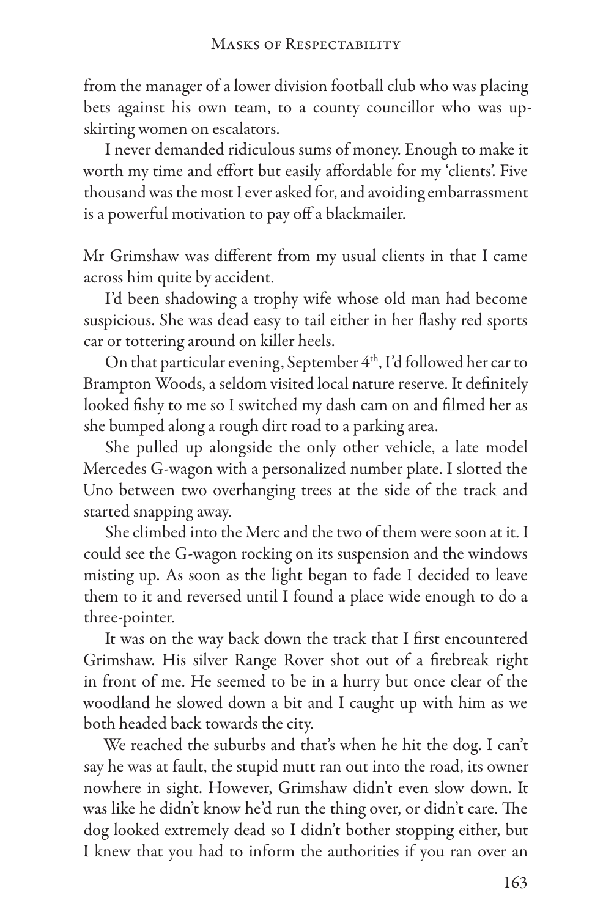from the manager of a lower division football club who was placing bets against his own team, to a county councillor who was up-skirting women on escalators.

I never demanded ridiculous sums of money. Enough to make it worth my time and effort but easily affordable for my 'clients'. Five thousand was the most I ever asked for, and avoiding embarrassment is a powerful motivation to pay off a blackmailer.

Mr Grimshaw was different from my usual clients in that I came across him quite by accident.

I'd been shadowing a trophy wife whose old man had become suspicious. She was dead easy to tail either in her flashy red sports car or tottering around on killer heels.

On that particular evening, September 4th, I'd followed her car to Brampton Woods, a seldom visited local nature reserve. It definitely looked fishy to me so I switched my dash cam on and filmed her as she bumped along a rough dirt road to a parking area.

She pulled up alongside the only other vehicle, a late model Mercedes G-wagon with a personalized number plate. I slotted the Uno between two overhanging trees at the side of the track and started snapping away.

She climbed into the Merc and the two of them were soon at it. I could see the G-wagon rocking on its suspension and the windows misting up. As soon as the light began to fade I decided to leave them to it and reversed until I found a place wide enough to do a three-pointer.

It was on the way back down the track that I first encountered Grimshaw. His silver Range Rover shot out of a firebreak right in front of me. He seemed to be in a hurry but once clear of the woodland he slowed down a bit and I caught up with him as we both headed back towards the city.

We reached the suburbs and that's when he hit the dog. I can't say he was at fault, the stupid mutt ran out into the road, its owner nowhere in sight. However, Grimshaw didn't even slow down. It was like he didn't know he'd run the thing over, or didn't care. The dog looked extremely dead so I didn't bother stopping either, but I knew that you had to inform the authorities if you ran over an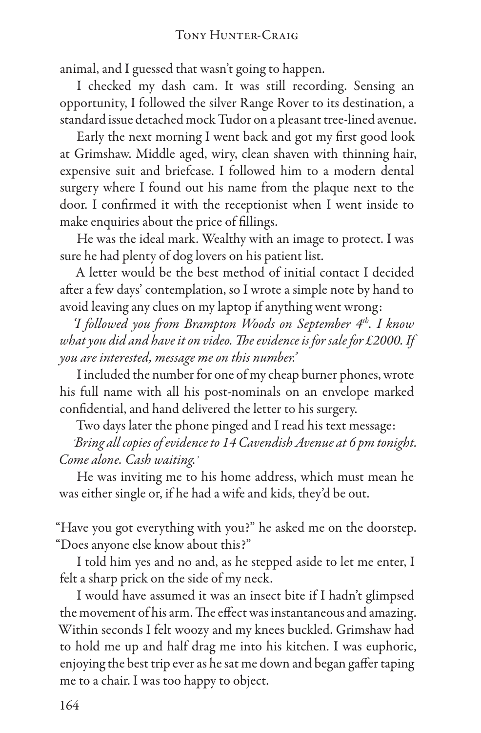animal, and I guessed that wasn't going to happen.

I checked my dash cam. It was still recording. Sensing an opportunity, I followed the silver Range Rover to its destination, a standard issue detached mock Tudor on a pleasant tree-lined avenue.

Early the next morning I went back and got my first good look at Grimshaw. Middle aged, wiry, clean shaven with thinning hair, expensive suit and briefcase. I followed him to a modern dental surgery where I found out his name from the plaque next to the door. I confirmed it with the receptionist when I went inside to make enquiries about the price of fillings.

He was the ideal mark. Wealthy with an image to protect. I was sure he had plenty of dog lovers on his patient list.

A letter would be the best method of initial contact I decided after a few days' contemplation, so I wrote a simple note by hand to avoid leaving any clues on my laptop if anything went wrong:

*'I followed you from Brampton Woods on September 4th. I know what you did and have it on video. The evidence is for sale for £2000. If you are interested, message me on this number.'*

I included the number for one of my cheap burner phones, wrote his full name with all his post-nominals on an envelope marked confidential, and hand delivered the letter to his surgery.

Two days later the phone pinged and I read his text message:

*'Bring all copies of evidence to 14 Cavendish Avenue at 6 pm tonight. Come alone. Cash waiting.'*

He was inviting me to his home address, which must mean he was either single or, if he had a wife and kids, they'd be out.

"Have you got everything with you?" he asked me on the doorstep. "Does anyone else know about this?"

I told him yes and no and, as he stepped aside to let me enter, I felt a sharp prick on the side of my neck.

I would have assumed it was an insect bite if I hadn't glimpsed the movement of his arm. The effect was instantaneous and amazing. Within seconds I felt woozy and my knees buckled. Grimshaw had to hold me up and half drag me into his kitchen. I was euphoric, enjoying the best trip ever as he sat me down and began gaffer taping me to a chair. I was too happy to object.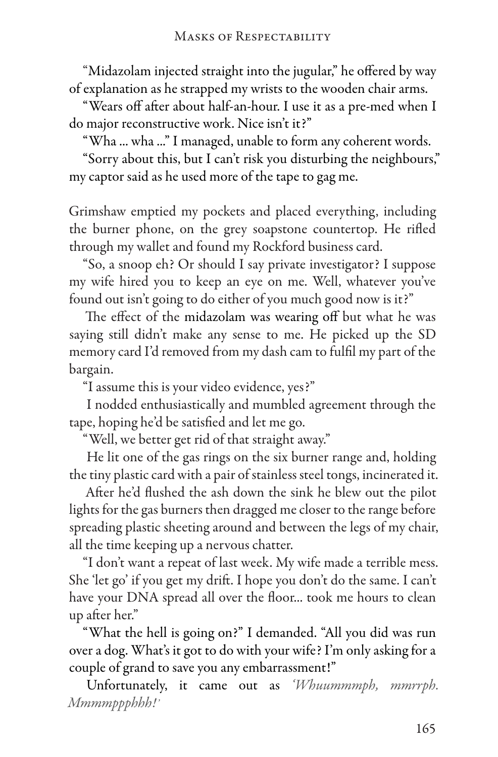"Midazolam injected straight into the jugular," he offered by way of explanation as he strapped my wrists to the wooden chair arms.

"Wears off after about half-an-hour. I use it as a pre-med when I do major reconstructive work. Nice isn't it?"

"Wha ... wha ..." I managed, unable to form any coherent words.

"Sorry about this, but I can't risk you disturbing the neighbours," my captor said as he used more of the tape to gag me.

Grimshaw emptied my pockets and placed everything, including the burner phone, on the grey soapstone countertop. He rifled through my wallet and found my Rockford business card.

"So, a snoop eh? Or should I say private investigator? I suppose my wife hired you to keep an eye on me. Well, whatever you've found out isn't going to do either of you much good now is it?"

The effect of the midazolam was wearing off but what he was saying still didn't make any sense to me. He picked up the SD memory card I'd removed from my dash cam to fulfil my part of the bargain.

"I assume this is your video evidence, yes?"

I nodded enthusiastically and mumbled agreement through the tape, hoping he'd be satisfied and let me go.

"Well, we better get rid of that straight away."

He lit one of the gas rings on the six burner range and, holding the tiny plastic card with a pair of stainless steel tongs, incinerated it.

After he'd flushed the ash down the sink he blew out the pilot lights for the gas burners then dragged me closer to the range before spreading plastic sheeting around and between the legs of my chair, all the time keeping up a nervous chatter.

"I don't want a repeat of last week. My wife made a terrible mess. She 'let go' if you get my drift. I hope you don't do the same. I can't have your DNA spread all over the floor... took me hours to clean up after her."

"What the hell is going on?" I demanded. "All you did was run over a dog. What's it got to do with your wife? I'm only asking for a couple of grand to save you any embarrassment!"

Unfortunately, it came out as *'Whuummmph, mmrrph. Mmmmppphhh!'*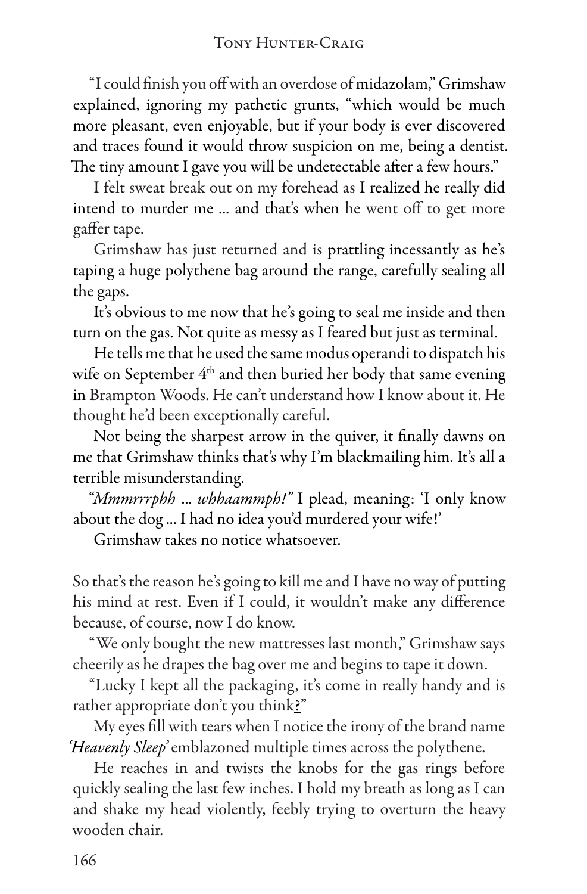"I could finish you off with an overdose of midazolam," Grimshaw explained, ignoring my pathetic grunts, "which would be much more pleasant, even enjoyable, but if your body is ever discovered and traces found it would throw suspicion on me, being a dentist. The tiny amount I gave you will be undetectable after a few hours."

I felt sweat break out on my forehead as I realized he really did intend to murder me ... and that's when he went off to get more gaffer tape.

Grimshaw has just returned and is prattling incessantly as he's taping a huge polythene bag around the range, carefully sealing all the gaps.

It's obvious to me now that he's going to seal me inside and then turn on the gas. Not quite as messy as I feared but just as terminal.

He tells me that he used the same modus operandi to dispatch his wife on September 4th and then buried her body that same evening in Brampton Woods. He can't understand how I know about it. He thought he'd been exceptionally careful.

Not being the sharpest arrow in the quiver, it finally dawns on me that Grimshaw thinks that's why I'm blackmailing him. It's all a terrible misunderstanding.

*"Mmmrrrphh ... whhaammph!"* I plead, meaning: 'I only know about the dog ... I had no idea you'd murdered your wife!'

Grimshaw takes no notice whatsoever.

So that's the reason he's going to kill me and I have no way of putting his mind at rest. Even if I could, it wouldn't make any difference because, of course, now I do know.

"We only bought the new mattresses last month," Grimshaw says cheerily as he drapes the bag over me and begins to tape it down.

"Lucky I kept all the packaging, it's come in really handy and is rather appropriate don't you think?"

My eyes fill with tears when I notice the irony of the brand name *'Heavenly Sleep'* emblazoned multiple times across the polythene.

He reaches in and twists the knobs for the gas rings before quickly sealing the last few inches. I hold my breath as long as I can and shake my head violently, feebly trying to overturn the heavy wooden chair.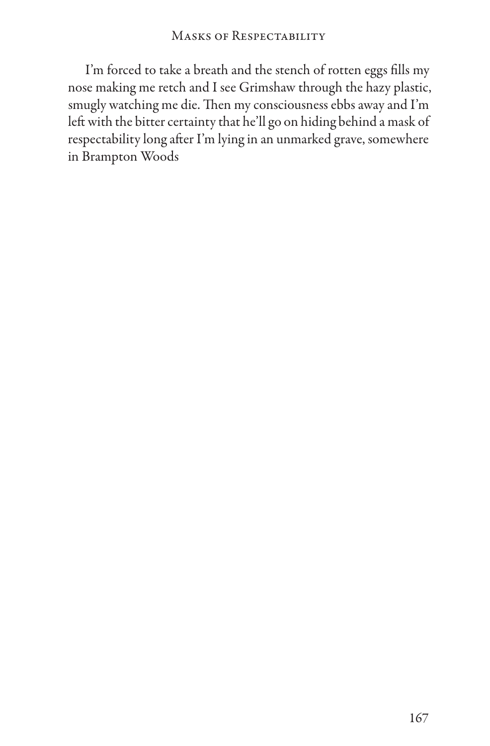I'm forced to take a breath and the stench of rotten eggs fills my nose making me retch and I see Grimshaw through the hazy plastic, smugly watching me die. Then my consciousness ebbs away and I'm left with the bitter certainty that he'll go on hiding behind a mask of respectability long after I'm lying in an unmarked grave, somewhere in Brampton Woods